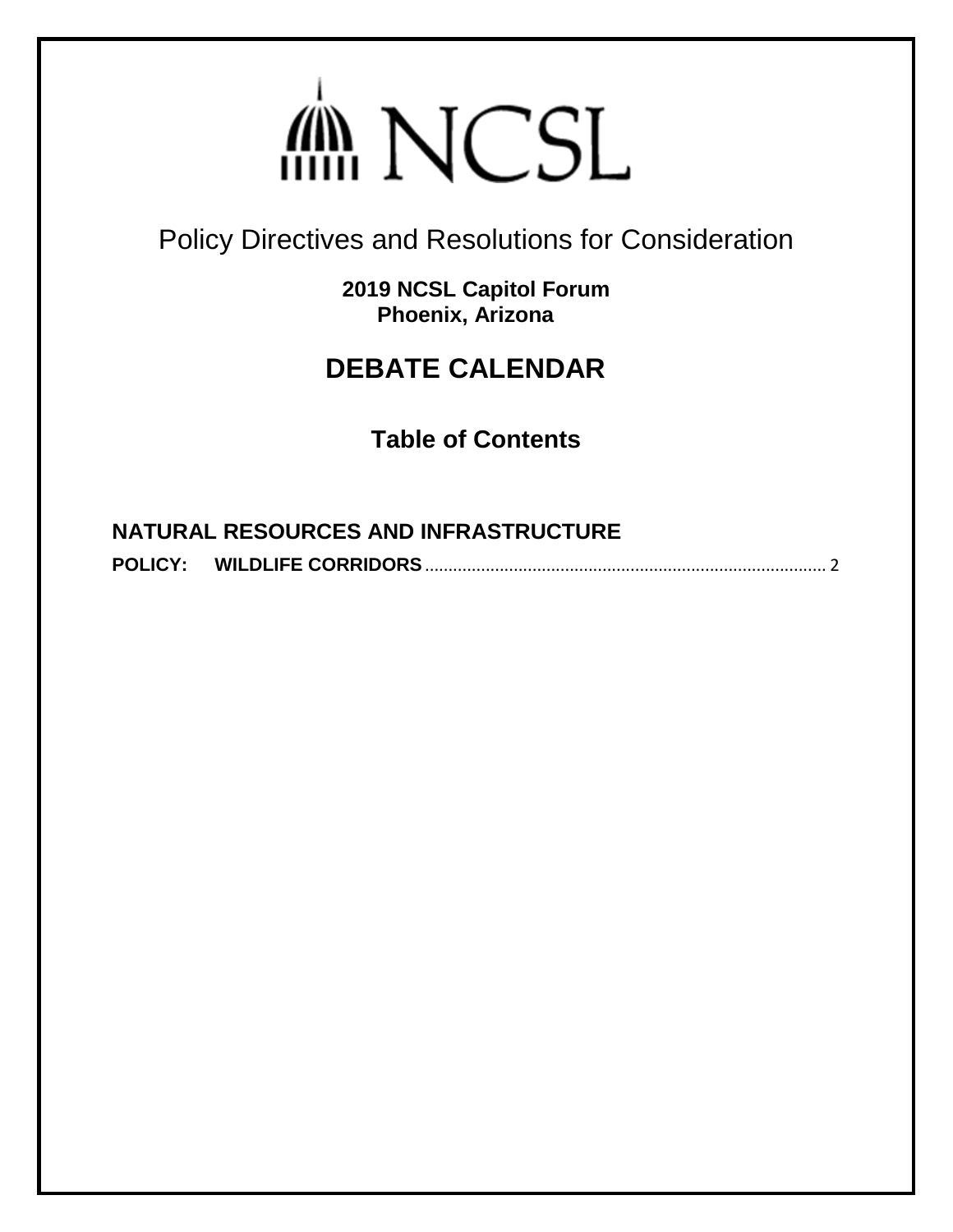# NCSL

Policy Directives and Resolutions for Consideration

**2019 NCSL Capitol Forum**
**Phoenix, Arizona**

## DEBATE CALENDAR

### Table of Contents

**NATURAL RESOURCES AND INFRASTRUCTURE**

**POLICY: WILDLIFE CORRIDORS** ........................................................................................ 2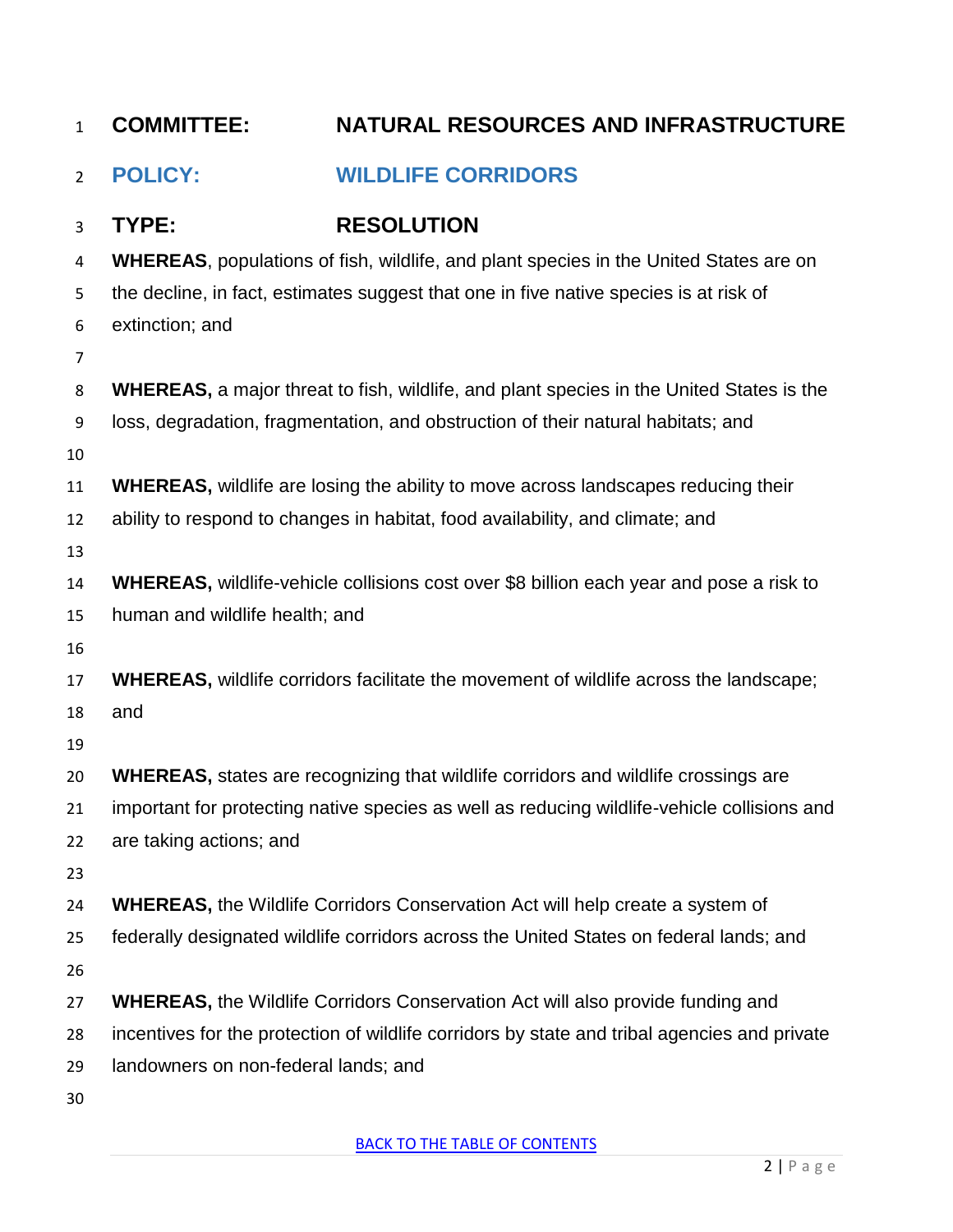**COMMITTEE:** **NATURAL RESOURCES AND INFRASTRUCTURE**

## POLICY: WILDLIFE CORRIDORS

**TYPE:** **RESOLUTION**

**WHEREAS**, populations of fish, wildlife, and plant species in the United States are on the decline, in fact, estimates suggest that one in five native species is at risk of extinction; and

**WHEREAS,** a major threat to fish, wildlife, and plant species in the United States is the loss, degradation, fragmentation, and obstruction of their natural habitats; and

**WHEREAS,** wildlife are losing the ability to move across landscapes reducing their ability to respond to changes in habitat, food availability, and climate; and

**WHEREAS,** wildlife-vehicle collisions cost over $8 billion each year and pose a risk to human and wildlife health; and

**WHEREAS,** wildlife corridors facilitate the movement of wildlife across the landscape; and

**WHEREAS,** states are recognizing that wildlife corridors and wildlife crossings are important for protecting native species as well as reducing wildlife-vehicle collisions and are taking actions; and

**WHEREAS,** the Wildlife Corridors Conservation Act will help create a system of federally designated wildlife corridors across the United States on federal lands; and

**WHEREAS,** the Wildlife Corridors Conservation Act will also provide funding and incentives for the protection of wildlife corridors by state and tribal agencies and private landowners on non-federal lands; and

BACK TO THE TABLE OF CONTENTS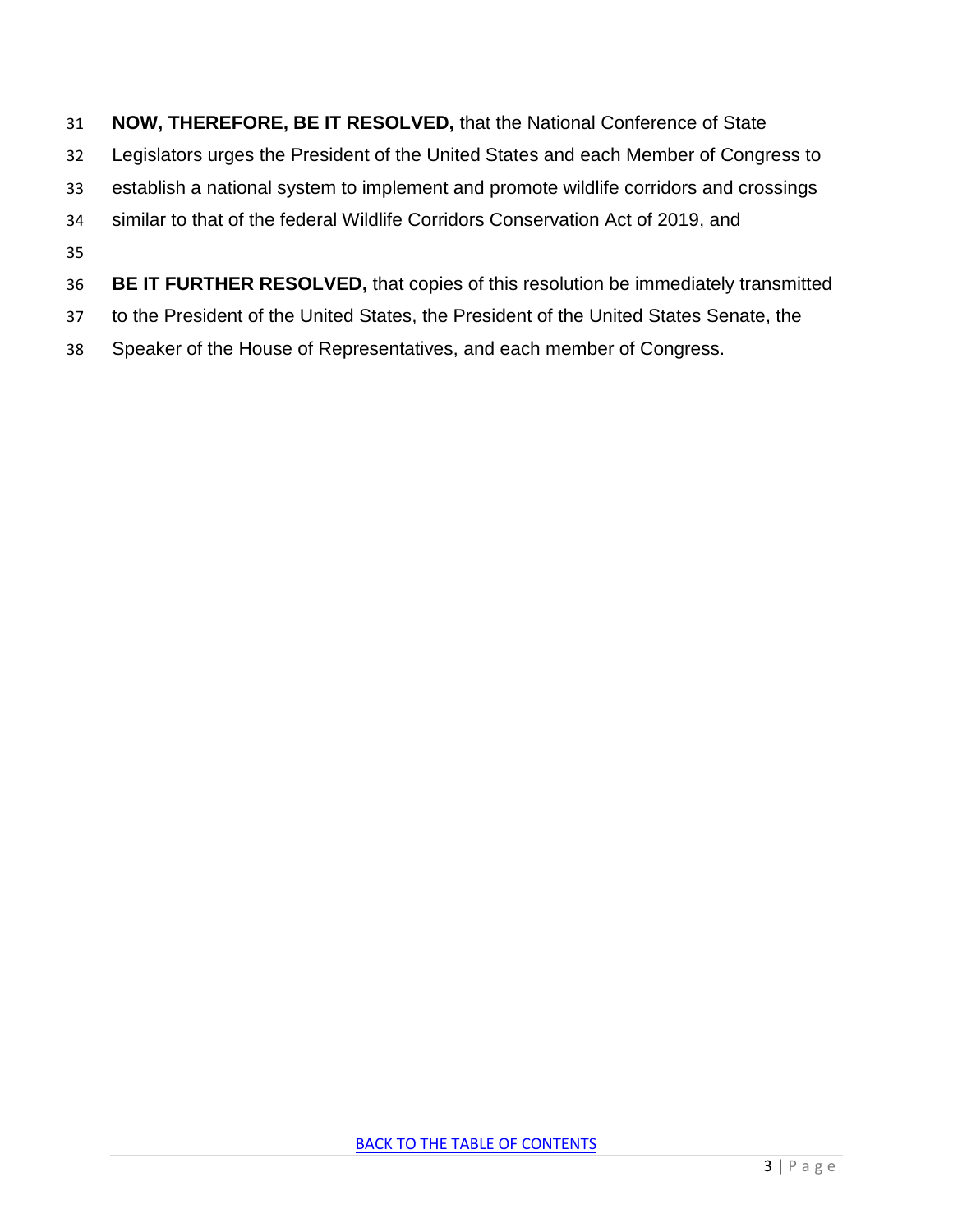**NOW, THEREFORE, BE IT RESOLVED,** that the National Conference of State Legislators urges the President of the United States and each Member of Congress to establish a national system to implement and promote wildlife corridors and crossings similar to that of the federal Wildlife Corridors Conservation Act of 2019, and

**BE IT FURTHER RESOLVED,** that copies of this resolution be immediately transmitted to the President of the United States, the President of the United States Senate, the Speaker of the House of Representatives, and each member of Congress.

BACK TO THE TABLE OF CONTENTS